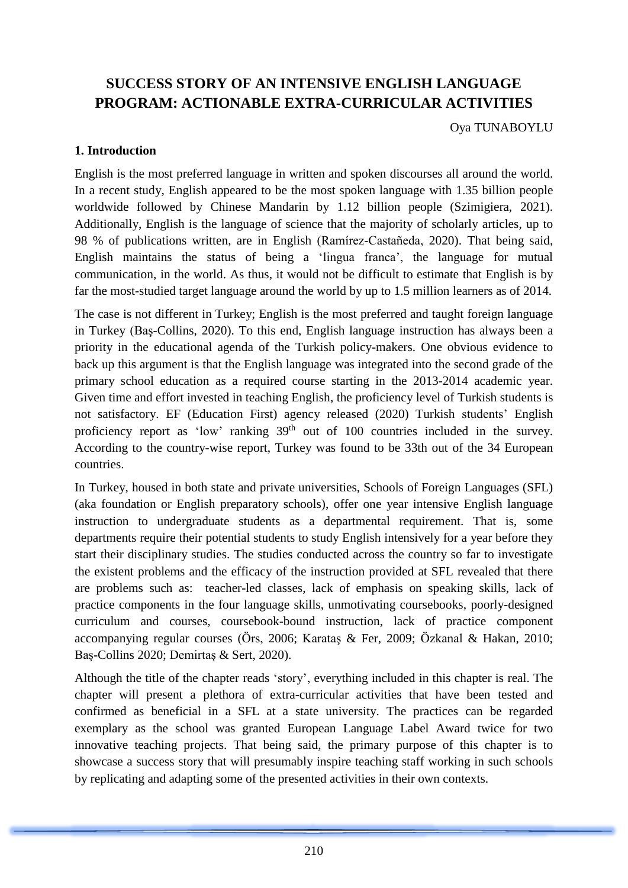# SUCCESS STORY OF AN INTENSIVE ENGLISH LANGUAGE PROGRAM: ACTIONABLE EXTRA-CURRICULAR ACTIVITIES

Oya TUNABOYLU

## 1. Introduction

English is the most preferred language in written and spoken discourses all around the world. In a recent study, English appeared to be the most spoken language with 1.35 billion people worldwide followed by Chinese Mandarin by 1.12 billion people (Szimigiera, 2021). Additionally, English is the language of science that the majority of scholarly articles, up to 98 % of publications written, are in English (Ramírez-Castañeda, 2020). That being said, English maintains the status of being a 'lingua franca', the language for mutual communication, in the world. As thus, it would not be difficult to estimate that English is by far the most-studied target language around the world by up to 1.5 million learners as of 2014.

The case is not different in Turkey; English is the most preferred and taught foreign language in Turkey (Baş-Collins, 2020). To this end, English language instruction has always been a priority in the educational agenda of the Turkish policy-makers. One obvious evidence to back up this argument is that the English language was integrated into the second grade of the primary school education as a required course starting in the 2013-2014 academic year. Given time and effort invested in teaching English, the proficiency level of Turkish students is not satisfactory. EF (Education First) agency released (2020) Turkish students' English proficiency report as 'low' ranking 39th out of 100 countries included in the survey. According to the country-wise report, Turkey was found to be 33th out of the 34 European countries.

In Turkey, housed in both state and private universities, Schools of Foreign Languages (SFL) (aka foundation or English preparatory schools), offer one year intensive English language instruction to undergraduate students as a departmental requirement. That is, some departments require their potential students to study English intensively for a year before they start their disciplinary studies. The studies conducted across the country so far to investigate the existent problems and the efficacy of the instruction provided at SFL revealed that there are problems such as: teacher-led classes, lack of emphasis on speaking skills, lack of practice components in the four language skills, unmotivating coursebooks, poorly-designed curriculum and courses, coursebook-bound instruction, lack of practice component accompanying regular courses (Örs, 2006; Karataş & Fer, 2009; Özkanal & Hakan, 2010; Baş-Collins 2020; Demirtaş & Sert, 2020).

Although the title of the chapter reads 'story', everything included in this chapter is real. The chapter will present a plethora of extra-curricular activities that have been tested and confirmed as beneficial in a SFL at a state university. The practices can be regarded exemplary as the school was granted European Language Label Award twice for two innovative teaching projects. That being said, the primary purpose of this chapter is to showcase a success story that will presumably inspire teaching staff working in such schools by replicating and adapting some of the presented activities in their own contexts.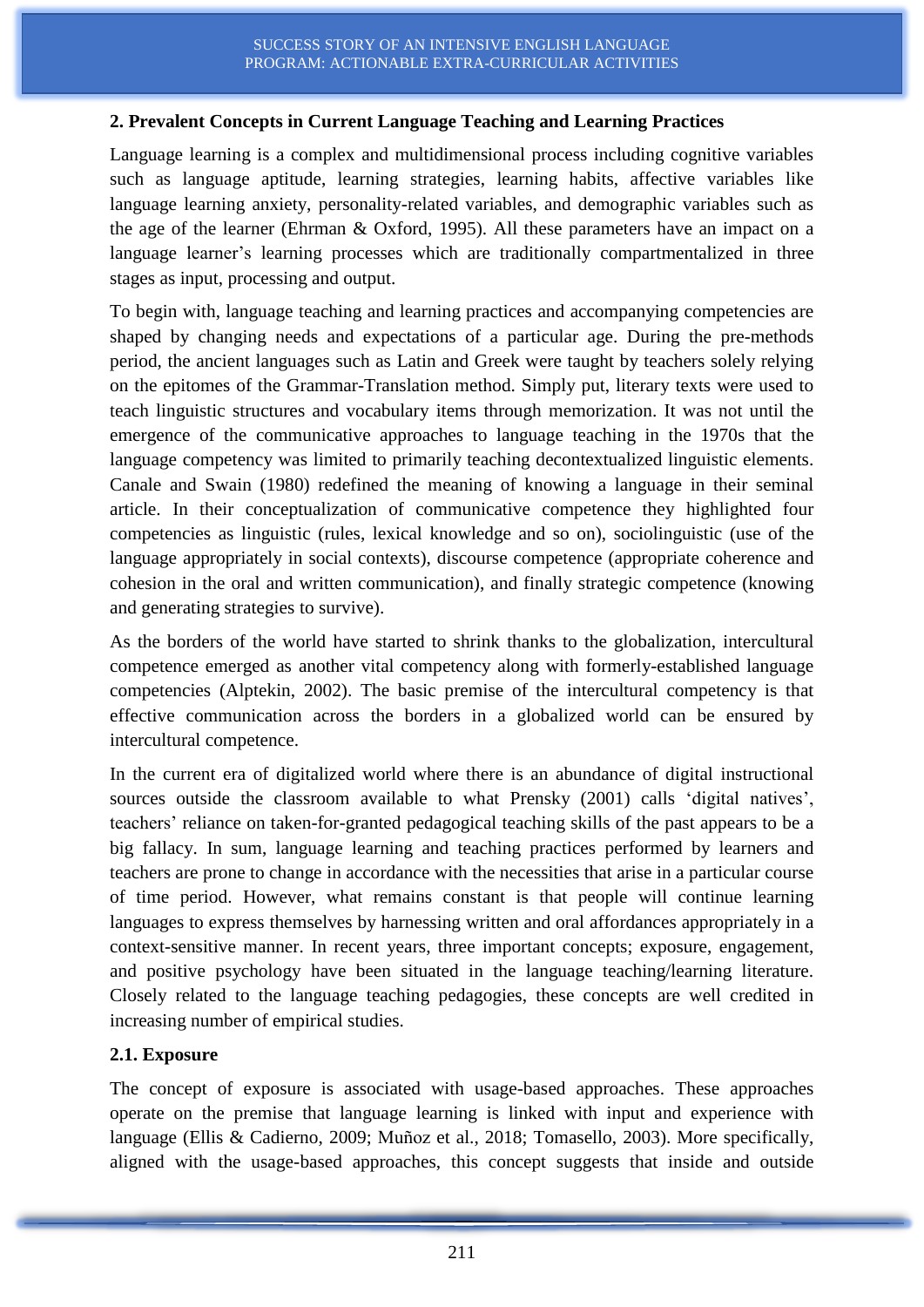## 2. Prevalent Concepts in Current Language Teaching and Learning Practices

Language learning is a complex and multidimensional process including cognitive variables such as language aptitude, learning strategies, learning habits, affective variables like language learning anxiety, personality-related variables, and demographic variables such as the age of the learner (Ehrman & Oxford, 1995). All these parameters have an impact on a language learner's learning processes which are traditionally compartmentalized in three stages as input, processing and output.

To begin with, language teaching and learning practices and accompanying competencies are shaped by changing needs and expectations of a particular age. During the pre-methods period, the ancient languages such as Latin and Greek were taught by teachers solely relying on the epitomes of the Grammar-Translation method. Simply put, literary texts were used to teach linguistic structures and vocabulary items through memorization. It was not until the emergence of the communicative approaches to language teaching in the 1970s that the language competency was limited to primarily teaching decontextualized linguistic elements. Canale and Swain (1980) redefined the meaning of knowing a language in their seminal article. In their conceptualization of communicative competence they highlighted four competencies as linguistic (rules, lexical knowledge and so on), sociolinguistic (use of the language appropriately in social contexts), discourse competence (appropriate coherence and cohesion in the oral and written communication), and finally strategic competence (knowing and generating strategies to survive).

As the borders of the world have started to shrink thanks to the globalization, intercultural competence emerged as another vital competency along with formerly-established language competencies (Alptekin, 2002). The basic premise of the intercultural competency is that effective communication across the borders in a globalized world can be ensured by intercultural competence.

In the current era of digitalized world where there is an abundance of digital instructional sources outside the classroom available to what Prensky (2001) calls 'digital natives', teachers' reliance on taken-for-granted pedagogical teaching skills of the past appears to be a big fallacy. In sum, language learning and teaching practices performed by learners and teachers are prone to change in accordance with the necessities that arise in a particular course of time period. However, what remains constant is that people will continue learning languages to express themselves by harnessing written and oral affordances appropriately in a context-sensitive manner. In recent years, three important concepts; exposure, engagement, and positive psychology have been situated in the language teaching/learning literature. Closely related to the language teaching pedagogies, these concepts are well credited in increasing number of empirical studies.

### 2.1. Exposure

The concept of exposure is associated with usage-based approaches. These approaches operate on the premise that language learning is linked with input and experience with language (Ellis & Cadierno, 2009; Muñoz et al., 2018; Tomasello, 2003). More specifically, aligned with the usage-based approaches, this concept suggests that inside and outside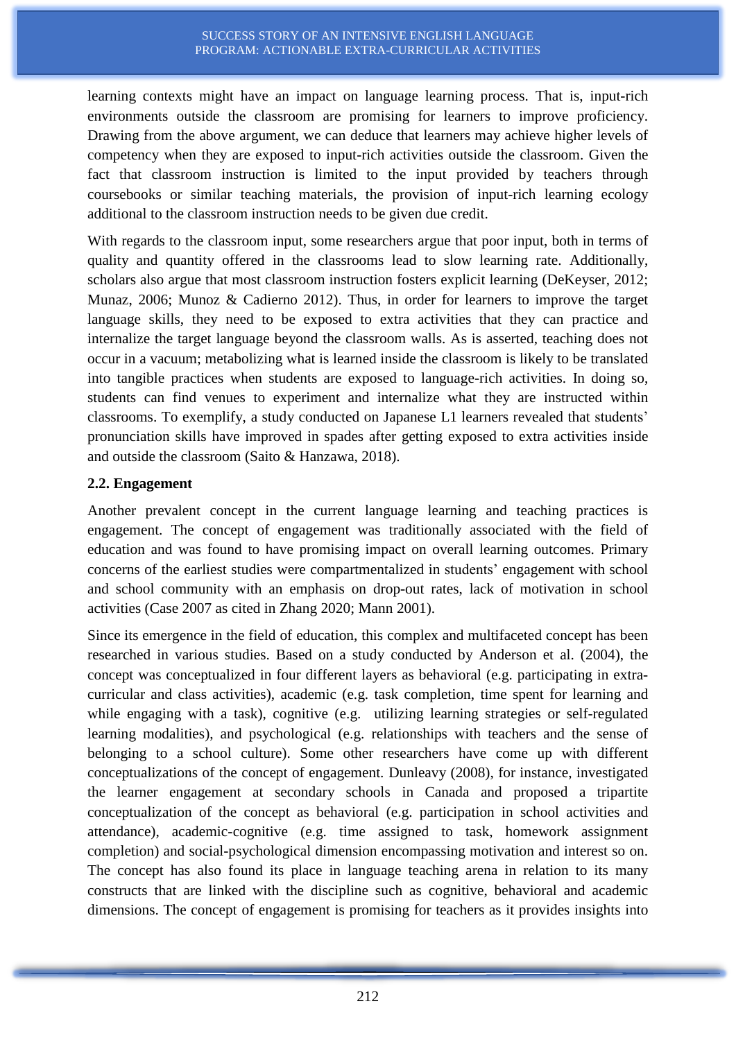learning contexts might have an impact on language learning process. That is, input-rich environments outside the classroom are promising for learners to improve proficiency. Drawing from the above argument, we can deduce that learners may achieve higher levels of competency when they are exposed to input-rich activities outside the classroom. Given the fact that classroom instruction is limited to the input provided by teachers through coursebooks or similar teaching materials, the provision of input-rich learning ecology additional to the classroom instruction needs to be given due credit.

With regards to the classroom input, some researchers argue that poor input, both in terms of quality and quantity offered in the classrooms lead to slow learning rate. Additionally, scholars also argue that most classroom instruction fosters explicit learning (DeKeyser, 2012; Munaz, 2006; Munoz & Cadierno 2012). Thus, in order for learners to improve the target language skills, they need to be exposed to extra activities that they can practice and internalize the target language beyond the classroom walls. As is asserted, teaching does not occur in a vacuum; metabolizing what is learned inside the classroom is likely to be translated into tangible practices when students are exposed to language-rich activities. In doing so, students can find venues to experiment and internalize what they are instructed within classrooms. To exemplify, a study conducted on Japanese L1 learners revealed that students' pronunciation skills have improved in spades after getting exposed to extra activities inside and outside the classroom (Saito & Hanzawa, 2018).

### 2.2. Engagement

Another prevalent concept in the current language learning and teaching practices is engagement. The concept of engagement was traditionally associated with the field of education and was found to have promising impact on overall learning outcomes. Primary concerns of the earliest studies were compartmentalized in students' engagement with school and school community with an emphasis on drop-out rates, lack of motivation in school activities (Case 2007 as cited in Zhang 2020; Mann 2001).

Since its emergence in the field of education, this complex and multifaceted concept has been researched in various studies. Based on a study conducted by Anderson et al. (2004), the concept was conceptualized in four different layers as behavioral (e.g. participating in extra-curricular and class activities), academic (e.g. task completion, time spent for learning and while engaging with a task), cognitive (e.g. utilizing learning strategies or self-regulated learning modalities), and psychological (e.g. relationships with teachers and the sense of belonging to a school culture). Some other researchers have come up with different conceptualizations of the concept of engagement. Dunleavy (2008), for instance, investigated the learner engagement at secondary schools in Canada and proposed a tripartite conceptualization of the concept as behavioral (e.g. participation in school activities and attendance), academic-cognitive (e.g. time assigned to task, homework assignment completion) and social-psychological dimension encompassing motivation and interest so on. The concept has also found its place in language teaching arena in relation to its many constructs that are linked with the discipline such as cognitive, behavioral and academic dimensions. The concept of engagement is promising for teachers as it provides insights into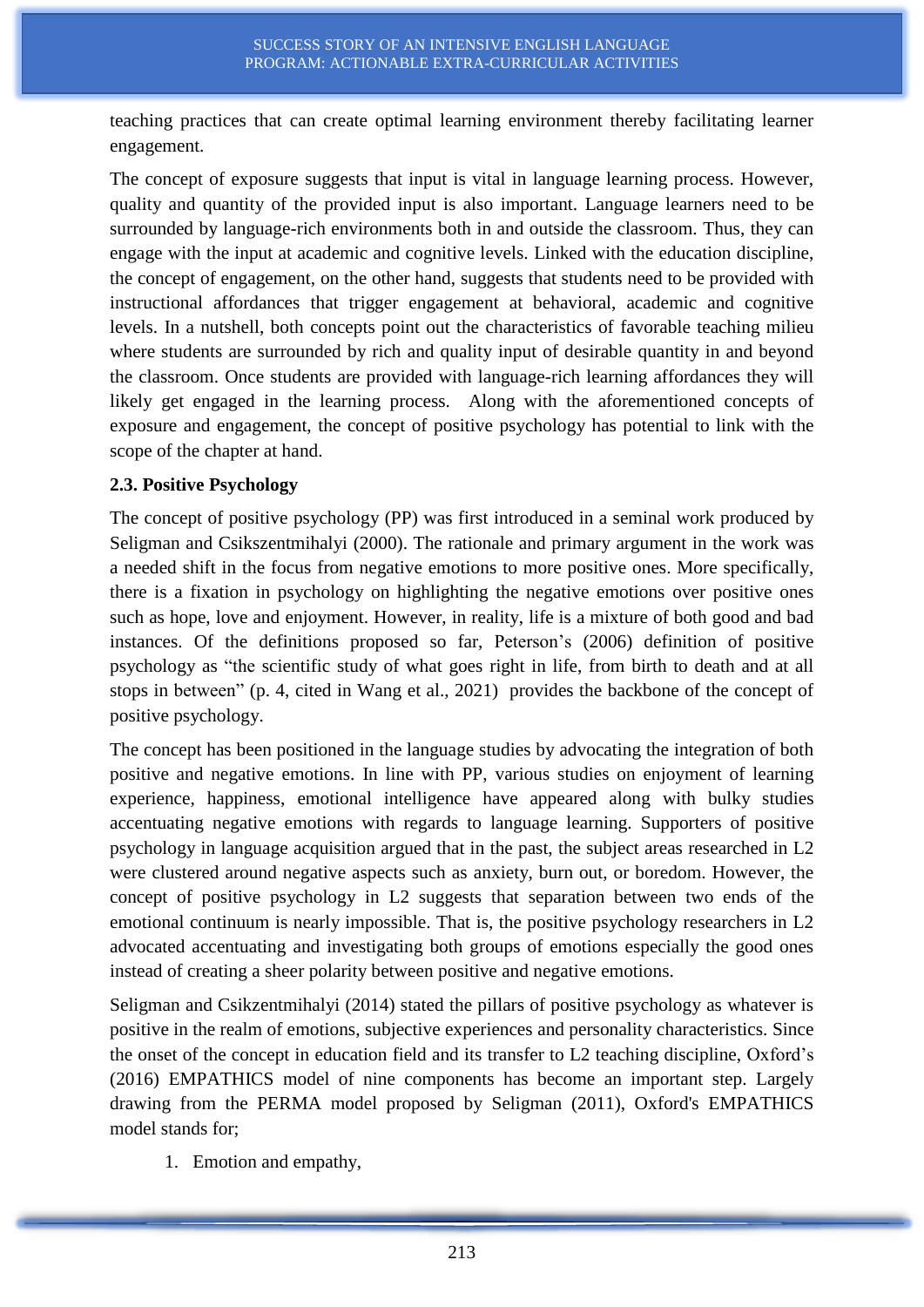teaching practices that can create optimal learning environment thereby facilitating learner engagement.

The concept of exposure suggests that input is vital in language learning process. However, quality and quantity of the provided input is also important. Language learners need to be surrounded by language-rich environments both in and outside the classroom. Thus, they can engage with the input at academic and cognitive levels. Linked with the education discipline, the concept of engagement, on the other hand, suggests that students need to be provided with instructional affordances that trigger engagement at behavioral, academic and cognitive levels. In a nutshell, both concepts point out the characteristics of favorable teaching milieu where students are surrounded by rich and quality input of desirable quantity in and beyond the classroom. Once students are provided with language-rich learning affordances they will likely get engaged in the learning process. Along with the aforementioned concepts of exposure and engagement, the concept of positive psychology has potential to link with the scope of the chapter at hand.

### 2.3. Positive Psychology

The concept of positive psychology (PP) was first introduced in a seminal work produced by Seligman and Csikszentmihalyi (2000). The rationale and primary argument in the work was a needed shift in the focus from negative emotions to more positive ones. More specifically, there is a fixation in psychology on highlighting the negative emotions over positive ones such as hope, love and enjoyment. However, in reality, life is a mixture of both good and bad instances. Of the definitions proposed so far, Peterson's (2006) definition of positive psychology as "the scientific study of what goes right in life, from birth to death and at all stops in between" (p. 4, cited in Wang et al., 2021) provides the backbone of the concept of positive psychology.

The concept has been positioned in the language studies by advocating the integration of both positive and negative emotions. In line with PP, various studies on enjoyment of learning experience, happiness, emotional intelligence have appeared along with bulky studies accentuating negative emotions with regards to language learning. Supporters of positive psychology in language acquisition argued that in the past, the subject areas researched in L2 were clustered around negative aspects such as anxiety, burn out, or boredom. However, the concept of positive psychology in L2 suggests that separation between two ends of the emotional continuum is nearly impossible. That is, the positive psychology researchers in L2 advocated accentuating and investigating both groups of emotions especially the good ones instead of creating a sheer polarity between positive and negative emotions.

Seligman and Csikzentmihalyi (2014) stated the pillars of positive psychology as whatever is positive in the realm of emotions, subjective experiences and personality characteristics. Since the onset of the concept in education field and its transfer to L2 teaching discipline, Oxford's (2016) EMPATHICS model of nine components has become an important step. Largely drawing from the PERMA model proposed by Seligman (2011), Oxford's EMPATHICS model stands for;

1. Emotion and empathy,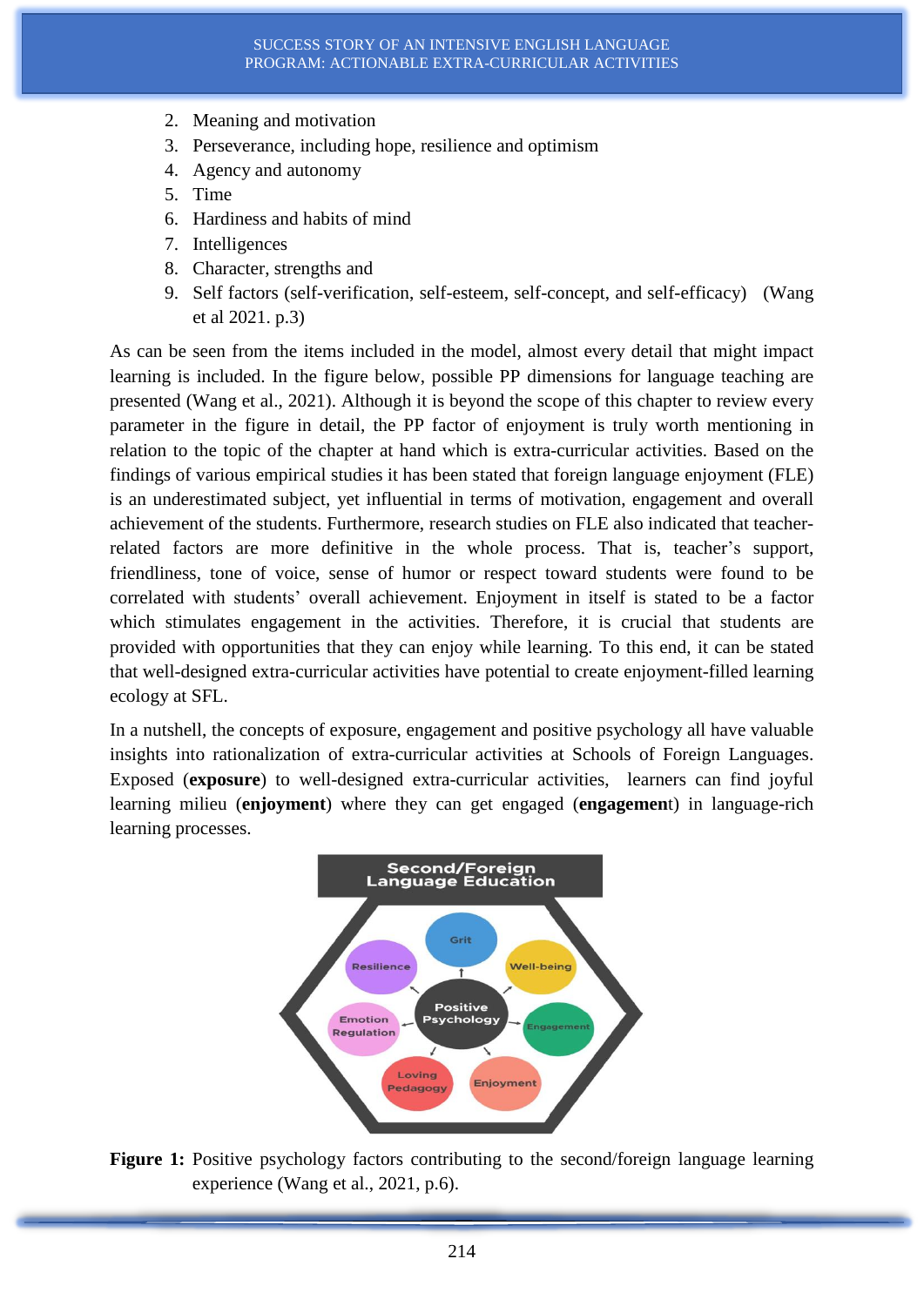2. Meaning and motivation
3. Perseverance, including hope, resilience and optimism
4. Agency and autonomy
5. Time
6. Hardiness and habits of mind
7. Intelligences
8. Character, strengths and
9. Self factors (self-verification, self-esteem, self-concept, and self-efficacy) (Wang et al 2021. p.3)

As can be seen from the items included in the model, almost every detail that might impact learning is included. In the figure below, possible PP dimensions for language teaching are presented (Wang et al., 2021). Although it is beyond the scope of this chapter to review every parameter in the figure in detail, the PP factor of enjoyment is truly worth mentioning in relation to the topic of the chapter at hand which is extra-curricular activities. Based on the findings of various empirical studies it has been stated that foreign language enjoyment (FLE) is an underestimated subject, yet influential in terms of motivation, engagement and overall achievement of the students. Furthermore, research studies on FLE also indicated that teacher-related factors are more definitive in the whole process. That is, teacher's support, friendliness, tone of voice, sense of humor or respect toward students were found to be correlated with students' overall achievement. Enjoyment in itself is stated to be a factor which stimulates engagement in the activities. Therefore, it is crucial that students are provided with opportunities that they can enjoy while learning. To this end, it can be stated that well-designed extra-curricular activities have potential to create enjoyment-filled learning ecology at SFL.

In a nutshell, the concepts of exposure, engagement and positive psychology all have valuable insights into rationalization of extra-curricular activities at Schools of Foreign Languages. Exposed (**exposure**) to well-designed extra-curricular activities, learners can find joyful learning milieu (**enjoyment**) where they can get engaged (**engagemen**t) in language-rich learning processes.

**Figure 1:** Positive psychology factors contributing to the second/foreign language learning experience (Wang et al., 2021, p.6).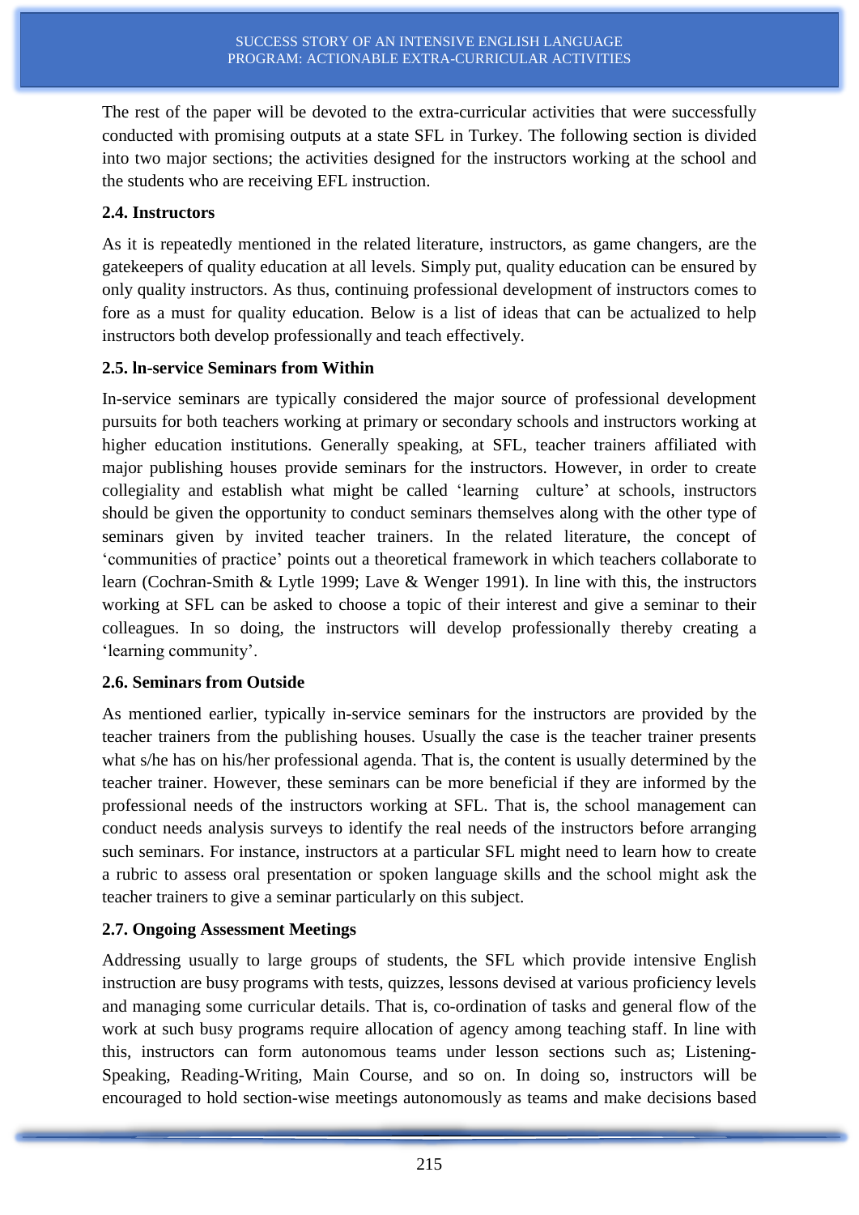The rest of the paper will be devoted to the extra-curricular activities that were successfully conducted with promising outputs at a state SFL in Turkey. The following section is divided into two major sections; the activities designed for the instructors working at the school and the students who are receiving EFL instruction.

### 2.4. Instructors

As it is repeatedly mentioned in the related literature, instructors, as game changers, are the gatekeepers of quality education at all levels. Simply put, quality education can be ensured by only quality instructors. As thus, continuing professional development of instructors comes to fore as a must for quality education. Below is a list of ideas that can be actualized to help instructors both develop professionally and teach effectively.

### 2.5. In-service Seminars from Within

In-service seminars are typically considered the major source of professional development pursuits for both teachers working at primary or secondary schools and instructors working at higher education institutions. Generally speaking, at SFL, teacher trainers affiliated with major publishing houses provide seminars for the instructors. However, in order to create collegiality and establish what might be called 'learning culture' at schools, instructors should be given the opportunity to conduct seminars themselves along with the other type of seminars given by invited teacher trainers. In the related literature, the concept of 'communities of practice' points out a theoretical framework in which teachers collaborate to learn (Cochran-Smith & Lytle 1999; Lave & Wenger 1991). In line with this, the instructors working at SFL can be asked to choose a topic of their interest and give a seminar to their colleagues. In so doing, the instructors will develop professionally thereby creating a 'learning community'.

### 2.6. Seminars from Outside

As mentioned earlier, typically in-service seminars for the instructors are provided by the teacher trainers from the publishing houses. Usually the case is the teacher trainer presents what s/he has on his/her professional agenda. That is, the content is usually determined by the teacher trainer. However, these seminars can be more beneficial if they are informed by the professional needs of the instructors working at SFL. That is, the school management can conduct needs analysis surveys to identify the real needs of the instructors before arranging such seminars. For instance, instructors at a particular SFL might need to learn how to create a rubric to assess oral presentation or spoken language skills and the school might ask the teacher trainers to give a seminar particularly on this subject.

### 2.7. Ongoing Assessment Meetings

Addressing usually to large groups of students, the SFL which provide intensive English instruction are busy programs with tests, quizzes, lessons devised at various proficiency levels and managing some curricular details. That is, co-ordination of tasks and general flow of the work at such busy programs require allocation of agency among teaching staff. In line with this, instructors can form autonomous teams under lesson sections such as; Listening-Speaking, Reading-Writing, Main Course, and so on. In doing so, instructors will be encouraged to hold section-wise meetings autonomously as teams and make decisions based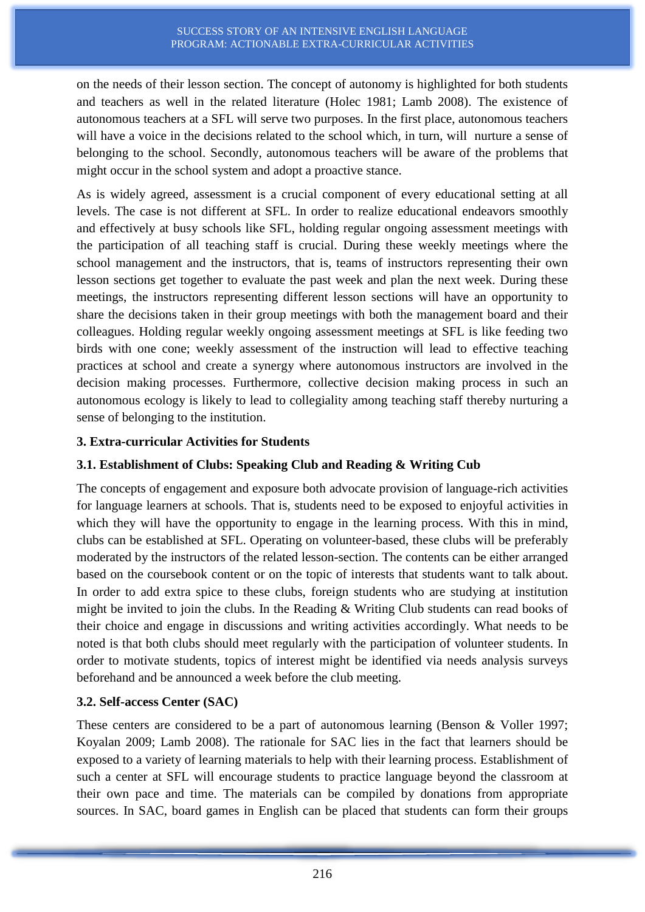on the needs of their lesson section. The concept of autonomy is highlighted for both students and teachers as well in the related literature (Holec 1981; Lamb 2008). The existence of autonomous teachers at a SFL will serve two purposes. In the first place, autonomous teachers will have a voice in the decisions related to the school which, in turn, will nurture a sense of belonging to the school. Secondly, autonomous teachers will be aware of the problems that might occur in the school system and adopt a proactive stance.

As is widely agreed, assessment is a crucial component of every educational setting at all levels. The case is not different at SFL. In order to realize educational endeavors smoothly and effectively at busy schools like SFL, holding regular ongoing assessment meetings with the participation of all teaching staff is crucial. During these weekly meetings where the school management and the instructors, that is, teams of instructors representing their own lesson sections get together to evaluate the past week and plan the next week. During these meetings, the instructors representing different lesson sections will have an opportunity to share the decisions taken in their group meetings with both the management board and their colleagues. Holding regular weekly ongoing assessment meetings at SFL is like feeding two birds with one cone; weekly assessment of the instruction will lead to effective teaching practices at school and create a synergy where autonomous instructors are involved in the decision making processes. Furthermore, collective decision making process in such an autonomous ecology is likely to lead to collegiality among teaching staff thereby nurturing a sense of belonging to the institution.

## 3. Extra-curricular Activities for Students

### 3.1. Establishment of Clubs: Speaking Club and Reading & Writing Cub

The concepts of engagement and exposure both advocate provision of language-rich activities for language learners at schools. That is, students need to be exposed to enjoyful activities in which they will have the opportunity to engage in the learning process. With this in mind, clubs can be established at SFL. Operating on volunteer-based, these clubs will be preferably moderated by the instructors of the related lesson-section. The contents can be either arranged based on the coursebook content or on the topic of interests that students want to talk about. In order to add extra spice to these clubs, foreign students who are studying at institution might be invited to join the clubs. In the Reading & Writing Club students can read books of their choice and engage in discussions and writing activities accordingly. What needs to be noted is that both clubs should meet regularly with the participation of volunteer students. In order to motivate students, topics of interest might be identified via needs analysis surveys beforehand and be announced a week before the club meeting.

### 3.2. Self-access Center (SAC)

These centers are considered to be a part of autonomous learning (Benson & Voller 1997; Koyalan 2009; Lamb 2008). The rationale for SAC lies in the fact that learners should be exposed to a variety of learning materials to help with their learning process. Establishment of such a center at SFL will encourage students to practice language beyond the classroom at their own pace and time. The materials can be compiled by donations from appropriate sources. In SAC, board games in English can be placed that students can form their groups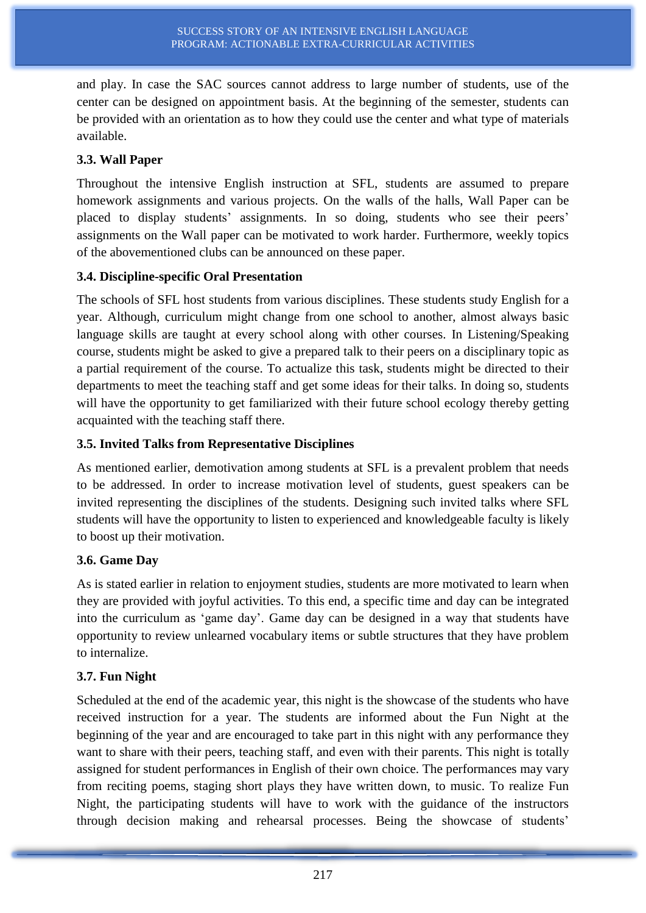and play. In case the SAC sources cannot address to large number of students, use of the center can be designed on appointment basis. At the beginning of the semester, students can be provided with an orientation as to how they could use the center and what type of materials available.

### 3.3. Wall Paper

Throughout the intensive English instruction at SFL, students are assumed to prepare homework assignments and various projects. On the walls of the halls, Wall Paper can be placed to display students' assignments. In so doing, students who see their peers' assignments on the Wall paper can be motivated to work harder. Furthermore, weekly topics of the abovementioned clubs can be announced on these paper.

### 3.4. Discipline-specific Oral Presentation

The schools of SFL host students from various disciplines. These students study English for a year. Although, curriculum might change from one school to another, almost always basic language skills are taught at every school along with other courses. In Listening/Speaking course, students might be asked to give a prepared talk to their peers on a disciplinary topic as a partial requirement of the course. To actualize this task, students might be directed to their departments to meet the teaching staff and get some ideas for their talks. In doing so, students will have the opportunity to get familiarized with their future school ecology thereby getting acquainted with the teaching staff there.

### 3.5. Invited Talks from Representative Disciplines

As mentioned earlier, demotivation among students at SFL is a prevalent problem that needs to be addressed. In order to increase motivation level of students, guest speakers can be invited representing the disciplines of the students. Designing such invited talks where SFL students will have the opportunity to listen to experienced and knowledgeable faculty is likely to boost up their motivation.

### 3.6. Game Day

As is stated earlier in relation to enjoyment studies, students are more motivated to learn when they are provided with joyful activities. To this end, a specific time and day can be integrated into the curriculum as 'game day'. Game day can be designed in a way that students have opportunity to review unlearned vocabulary items or subtle structures that they have problem to internalize.

### 3.7. Fun Night

Scheduled at the end of the academic year, this night is the showcase of the students who have received instruction for a year. The students are informed about the Fun Night at the beginning of the year and are encouraged to take part in this night with any performance they want to share with their peers, teaching staff, and even with their parents. This night is totally assigned for student performances in English of their own choice. The performances may vary from reciting poems, staging short plays they have written down, to music. To realize Fun Night, the participating students will have to work with the guidance of the instructors through decision making and rehearsal processes. Being the showcase of students'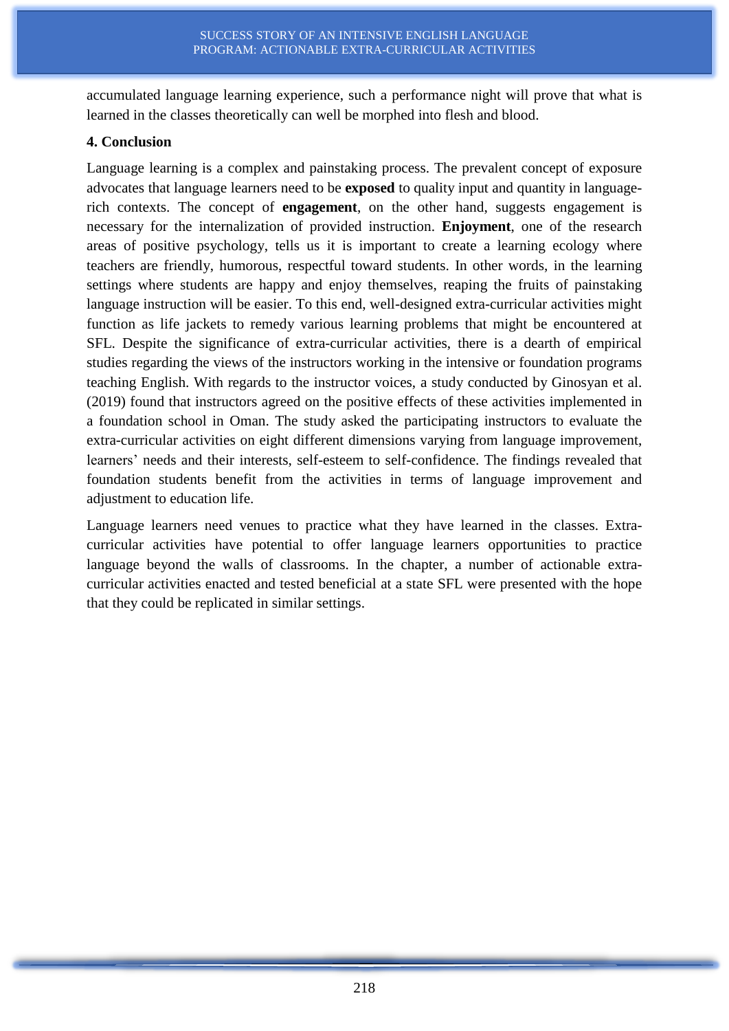accumulated language learning experience, such a performance night will prove that what is learned in the classes theoretically can well be morphed into flesh and blood.

## 4. Conclusion

Language learning is a complex and painstaking process. The prevalent concept of exposure advocates that language learners need to be **exposed** to quality input and quantity in language-rich contexts. The concept of **engagement**, on the other hand, suggests engagement is necessary for the internalization of provided instruction. **Enjoyment**, one of the research areas of positive psychology, tells us it is important to create a learning ecology where teachers are friendly, humorous, respectful toward students. In other words, in the learning settings where students are happy and enjoy themselves, reaping the fruits of painstaking language instruction will be easier. To this end, well-designed extra-curricular activities might function as life jackets to remedy various learning problems that might be encountered at SFL. Despite the significance of extra-curricular activities, there is a dearth of empirical studies regarding the views of the instructors working in the intensive or foundation programs teaching English. With regards to the instructor voices, a study conducted by Ginosyan et al. (2019) found that instructors agreed on the positive effects of these activities implemented in a foundation school in Oman. The study asked the participating instructors to evaluate the extra-curricular activities on eight different dimensions varying from language improvement, learners' needs and their interests, self-esteem to self-confidence. The findings revealed that foundation students benefit from the activities in terms of language improvement and adjustment to education life.

Language learners need venues to practice what they have learned in the classes. Extra-curricular activities have potential to offer language learners opportunities to practice language beyond the walls of classrooms. In the chapter, a number of actionable extra-curricular activities enacted and tested beneficial at a state SFL were presented with the hope that they could be replicated in similar settings.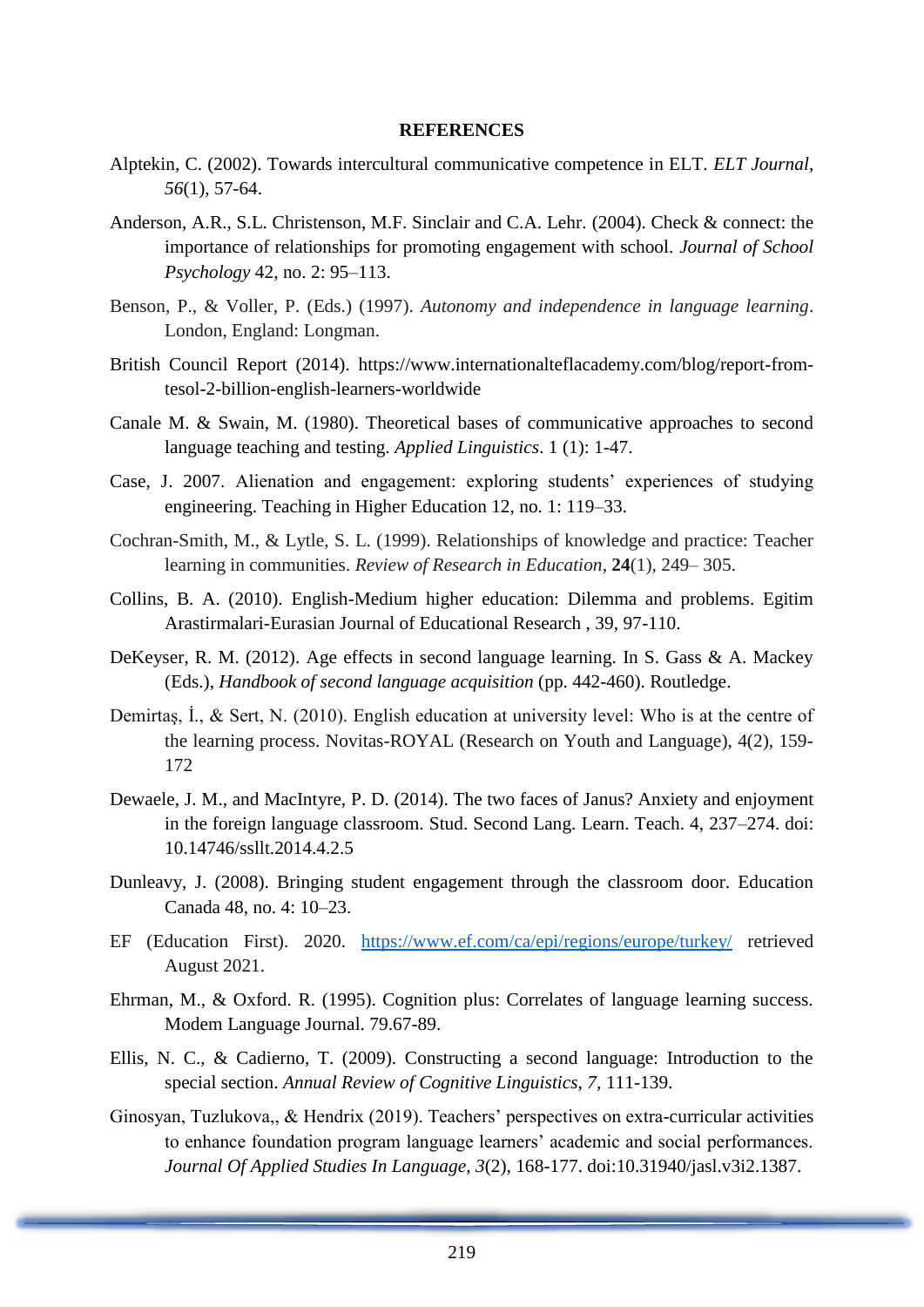**REFERENCES**

Alptekin, C. (2002). Towards intercultural communicative competence in ELT. *ELT Journal*, *56*(1), 57-64.

Anderson, A.R., S.L. Christenson, M.F. Sinclair and C.A. Lehr. (2004). Check & connect: the importance of relationships for promoting engagement with school. *Journal of School Psychology* 42, no. 2: 95–113.

Benson, P., & Voller, P. (Eds.) (1997). *Autonomy and independence in language learning*. London, England: Longman.

British Council Report (2014). https://www.internationalteflacademy.com/blog/report-from-tesol-2-billion-english-learners-worldwide

Canale M. & Swain, M. (1980). Theoretical bases of communicative approaches to second language teaching and testing. *Applied Linguistics*. 1 (1): 1-47.

Case, J. 2007. Alienation and engagement: exploring students' experiences of studying engineering. Teaching in Higher Education 12, no. 1: 119–33.

Cochran-Smith, M., & Lytle, S. L. (1999). Relationships of knowledge and practice: Teacher learning in communities. *Review of Research in Education*, **24**(1), 249– 305.

Collins, B. A. (2010). English-Medium higher education: Dilemma and problems. Egitim Arastirmalari-Eurasian Journal of Educational Research , 39, 97-110.

DeKeyser, R. M. (2012). Age effects in second language learning. In S. Gass & A. Mackey (Eds.), *Handbook of second language acquisition* (pp. 442-460). Routledge.

Demirtaş, İ., & Sert, N. (2010). English education at university level: Who is at the centre of the learning process. Novitas-ROYAL (Research on Youth and Language), 4(2), 159-172

Dewaele, J. M., and MacIntyre, P. D. (2014). The two faces of Janus? Anxiety and enjoyment in the foreign language classroom. Stud. Second Lang. Learn. Teach. 4, 237–274. doi: 10.14746/ssllt.2014.4.2.5

Dunleavy, J. (2008). Bringing student engagement through the classroom door. Education Canada 48, no. 4: 10–23.

EF (Education First). 2020. https://www.ef.com/ca/epi/regions/europe/turkey/ retrieved August 2021.

Ehrman, M., & Oxford. R. (1995). Cognition plus: Correlates of language learning success. Modem Language Journal. 79.67-89.

Ellis, N. C., & Cadierno, T. (2009). Constructing a second language: Introduction to the special section. *Annual Review of Cognitive Linguistics, 7,* 111-139.

Ginosyan, Tuzlukova,, & Hendrix (2019). Teachers' perspectives on extra-curricular activities to enhance foundation program language learners' academic and social performances. *Journal Of Applied Studies In Language, 3*(2), 168-177. doi:10.31940/jasl.v3i2.1387.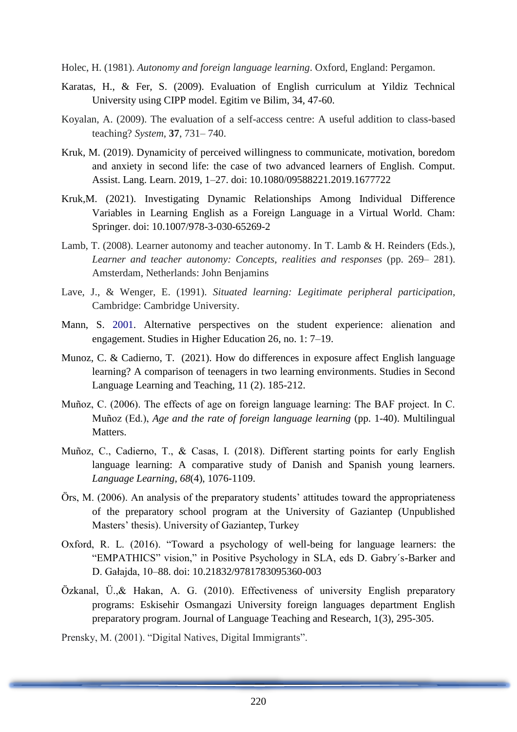Holec, H. (1981). *Autonomy and foreign language learning*. Oxford, England: Pergamon.

Karatas, H., & Fer, S. (2009). Evaluation of English curriculum at Yildiz Technical University using CIPP model. Egitim ve Bilim, 34, 47-60.

Koyalan, A. (2009). The evaluation of a self-access centre: A useful addition to class-based teaching? *System*, **37**, 731– 740.

Kruk, M. (2019). Dynamicity of perceived willingness to communicate, motivation, boredom and anxiety in second life: the case of two advanced learners of English. Comput. Assist. Lang. Learn. 2019, 1–27. doi: 10.1080/09588221.2019.1677722

Kruk,M. (2021). Investigating Dynamic Relationships Among Individual Difference Variables in Learning English as a Foreign Language in a Virtual World. Cham: Springer. doi: 10.1007/978-3-030-65269-2

Lamb, T. (2008). Learner autonomy and teacher autonomy. In T. Lamb & H. Reinders (Eds.), *Learner and teacher autonomy: Concepts, realities and responses* (pp. 269– 281). Amsterdam, Netherlands: John Benjamins

Lave, J., & Wenger, E. (1991). *Situated learning: Legitimate peripheral participation*, Cambridge: Cambridge University.

Mann, S. 2001. Alternative perspectives on the student experience: alienation and engagement. Studies in Higher Education 26, no. 1: 7–19.

Munoz, C. & Cadierno, T. (2021). How do differences in exposure affect English language learning? A comparison of teenagers in two learning environments. Studies in Second Language Learning and Teaching, 11 (2). 185-212.

Muñoz, C. (2006). The effects of age on foreign language learning: The BAF project. In C. Muñoz (Ed.), *Age and the rate of foreign language learning* (pp. 1-40). Multilingual Matters.

Muñoz, C., Cadierno, T., & Casas, I. (2018). Different starting points for early English language learning: A comparative study of Danish and Spanish young learners. *Language Learning*, *68*(4), 1076-1109.

Örs, M. (2006). An analysis of the preparatory students' attitudes toward the appropriateness of the preparatory school program at the University of Gaziantep (Unpublished Masters' thesis). University of Gaziantep, Turkey

Oxford, R. L. (2016). "Toward a psychology of well-being for language learners: the "EMPATHICS" vision," in Positive Psychology in SLA, eds D. Gabry´s-Barker and D. Gałajda, 10–88. doi: 10.21832/9781783095360-003

Özkanal, Ü.,& Hakan, A. G. (2010). Effectiveness of university English preparatory programs: Eskisehir Osmangazi University foreign languages department English preparatory program. Journal of Language Teaching and Research, 1(3), 295-305.

Prensky, M. (2001). "Digital Natives, Digital Immigrants".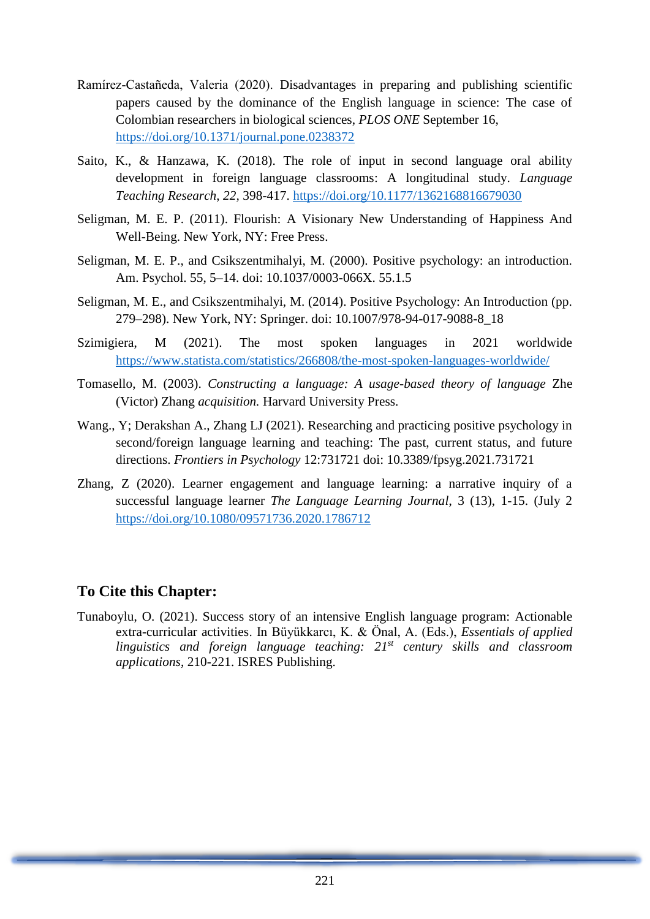Ramírez-Castañeda, Valeria (2020). Disadvantages in preparing and publishing scientific papers caused by the dominance of the English language in science: The case of Colombian researchers in biological sciences, *PLOS ONE* September 16, https://doi.org/10.1371/journal.pone.0238372

Saito, K., & Hanzawa, K. (2018). The role of input in second language oral ability development in foreign language classrooms: A longitudinal study. *Language Teaching Research*, *22*, 398-417. https://doi.org/10.1177/1362168816679030

Seligman, M. E. P. (2011). Flourish: A Visionary New Understanding of Happiness And Well-Being. New York, NY: Free Press.

Seligman, M. E. P., and Csikszentmihalyi, M. (2000). Positive psychology: an introduction. Am. Psychol. 55, 5–14. doi: 10.1037/0003-066X. 55.1.5

Seligman, M. E., and Csikszentmihalyi, M. (2014). Positive Psychology: An Introduction (pp. 279–298). New York, NY: Springer. doi: 10.1007/978-94-017-9088-8_18

Szimigiera, M (2021). The most spoken languages in 2021 worldwide https://www.statista.com/statistics/266808/the-most-spoken-languages-worldwide/

Tomasello, M. (2003). *Constructing a language: A usage-based theory of language* Zhe (Victor) Zhang *acquisition.* Harvard University Press.

Wang., Y; Derakshan A., Zhang LJ (2021). Researching and practicing positive psychology in second/foreign language learning and teaching: The past, current status, and future directions. *Frontiers in Psychology* 12:731721 doi: 10.3389/fpsyg.2021.731721

Zhang, Z (2020). Learner engagement and language learning: a narrative inquiry of a successful language learner *The Language Learning Journal*, 3 (13), 1-15. (July 2 https://doi.org/10.1080/09571736.2020.1786712

## To Cite this Chapter:

Tunaboylu, O. (2021). Success story of an intensive English language program: Actionable extra-curricular activities. In Büyükkarcı, K. & Önal, A. (Eds.), *Essentials of applied linguistics and foreign language teaching: 21st century skills and classroom applications*, 210-221. ISRES Publishing.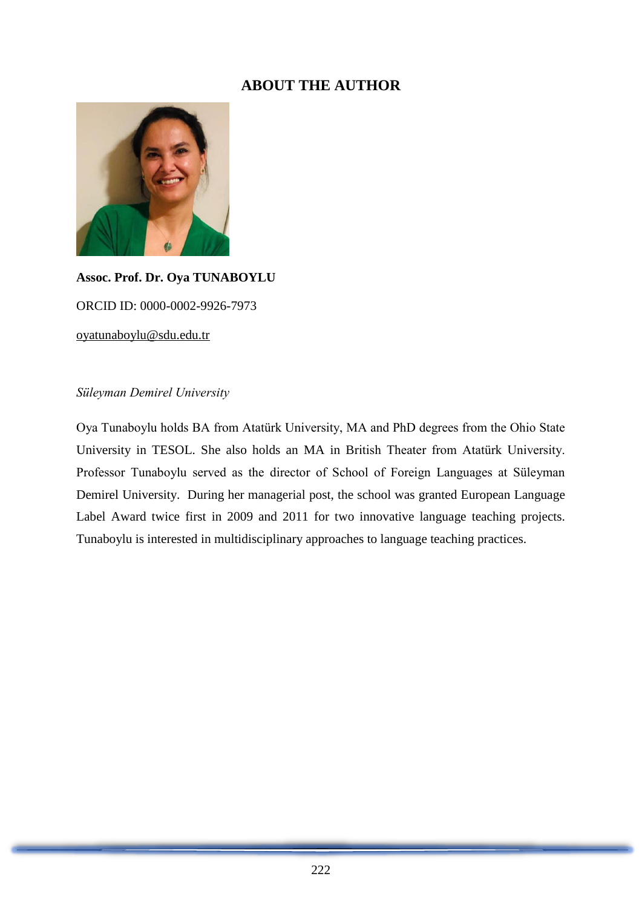## ABOUT THE AUTHOR

**Assoc. Prof. Dr. Oya TUNABOYLU**

ORCID ID: 0000-0002-9926-7973

oyatunaboylu@sdu.edu.tr

*Süleyman Demirel University*

Oya Tunaboylu holds BA from Atatürk University, MA and PhD degrees from the Ohio State University in TESOL. She also holds an MA in British Theater from Atatürk University. Professor Tunaboylu served as the director of School of Foreign Languages at Süleyman Demirel University. During her managerial post, the school was granted European Language Label Award twice first in 2009 and 2011 for two innovative language teaching projects. Tunaboylu is interested in multidisciplinary approaches to language teaching practices.